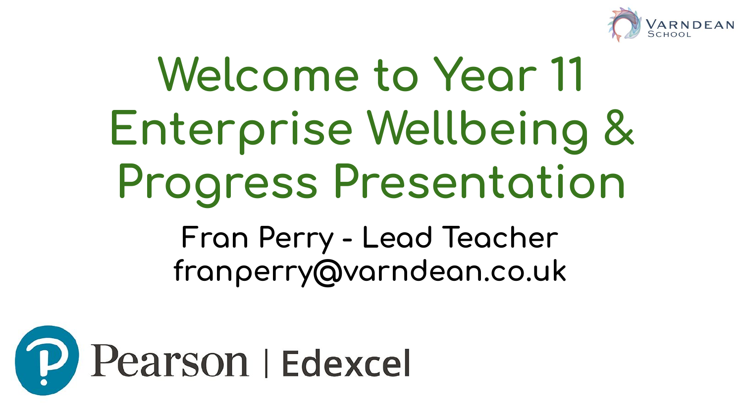# Welcome to Year 11 Enterprise Wellbeing & Progress Presentation

Fran Perry - Lead Teacher

franperry@varndean.co.uk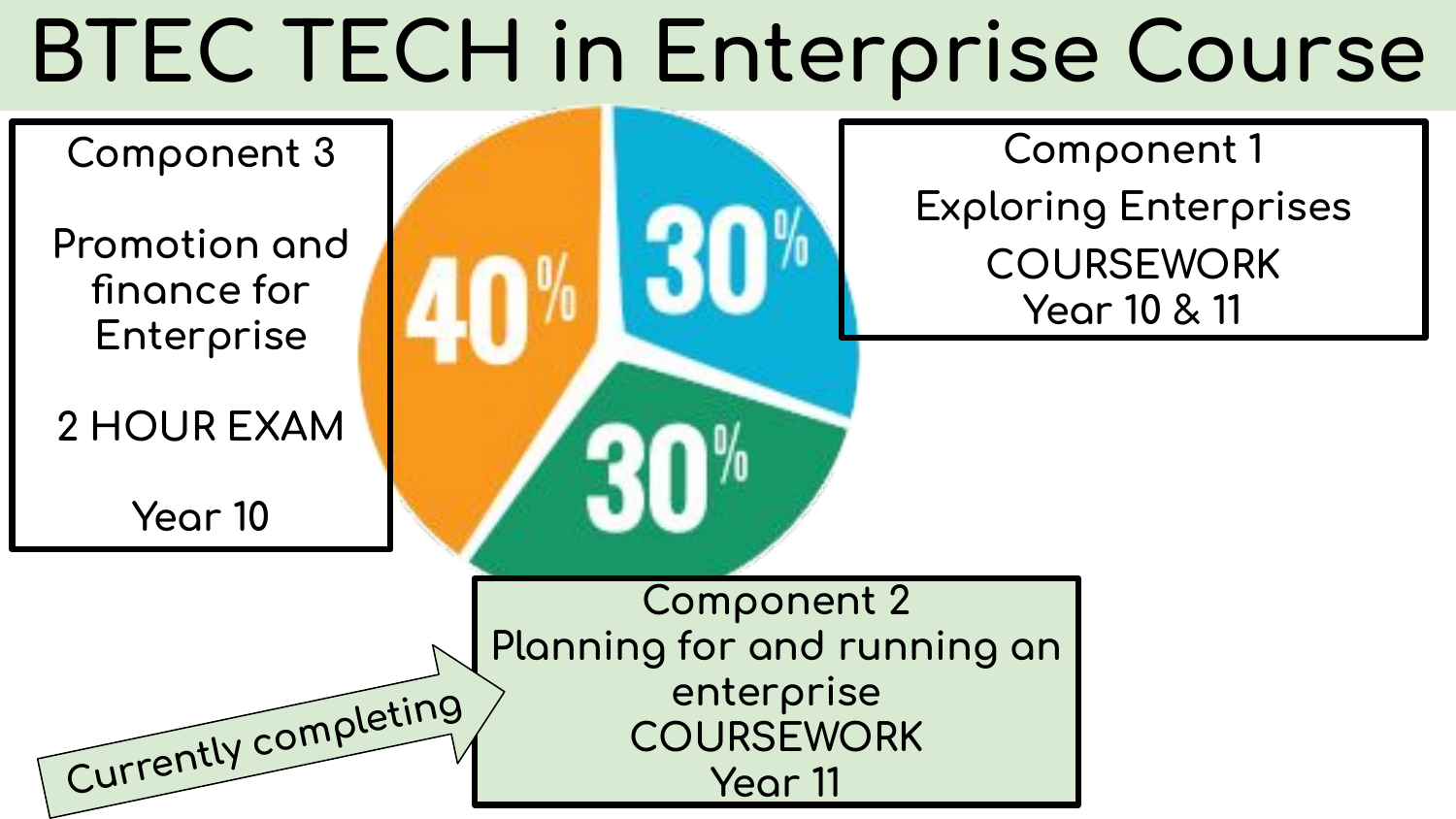# BTEC TECH in Enterprise Course

**Component 3**

Promotion and finance for Enterprise

2 HOUR EXAM

Year 10

40%

**Component 1**

Exploring Enterprises

COURSEWORK

Year 10 & 11

30%

**Component 2**

Planning for and running an enterprise

COURSEWORK

Year 11

30%

Currently completing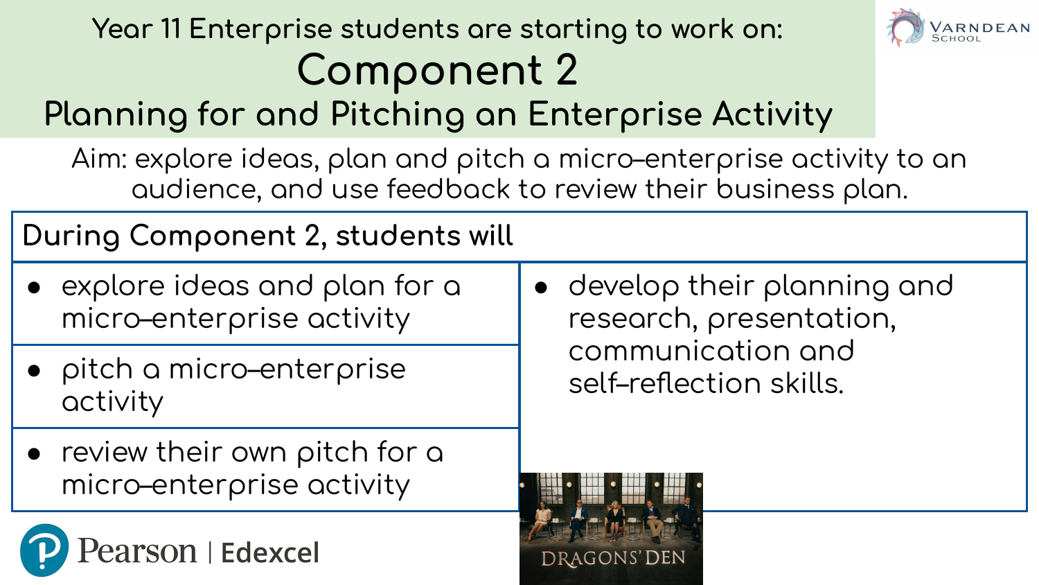Year 11 Enterprise students are starting to work on:

# Component 2

## Planning for and Pitching an Enterprise Activity

Aim: explore ideas, plan and pitch a micro-enterprise activity to an audience, and use feedback to review their business plan.

**During Component 2, students will**

- explore ideas and plan for a micro-enterprise activity
- pitch a micro-enterprise activity
- review their own pitch for a micro-enterprise activity
- develop their planning and research, presentation, communication and self-reflection skills.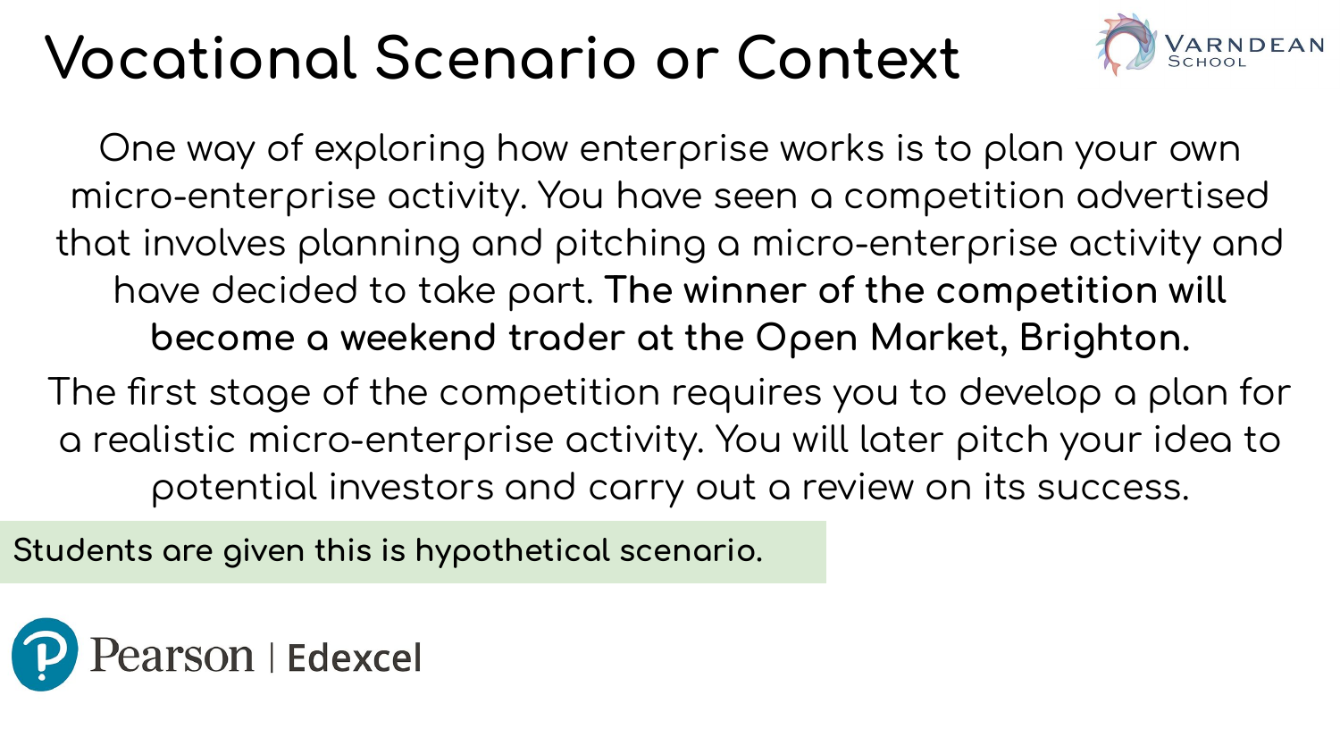# Vocational Scenario or Context

One way of exploring how enterprise works is to plan your own micro-enterprise activity. You have seen a competition advertised that involves planning and pitching a micro-enterprise activity and have decided to take part. **The winner of the competition will become a weekend trader at the Open Market, Brighton.**

The first stage of the competition requires you to develop a plan for a realistic micro-enterprise activity. You will later pitch your idea to potential investors and carry out a review on its success.

**Students are given this is hypothetical scenario.**

Pearson | Edexcel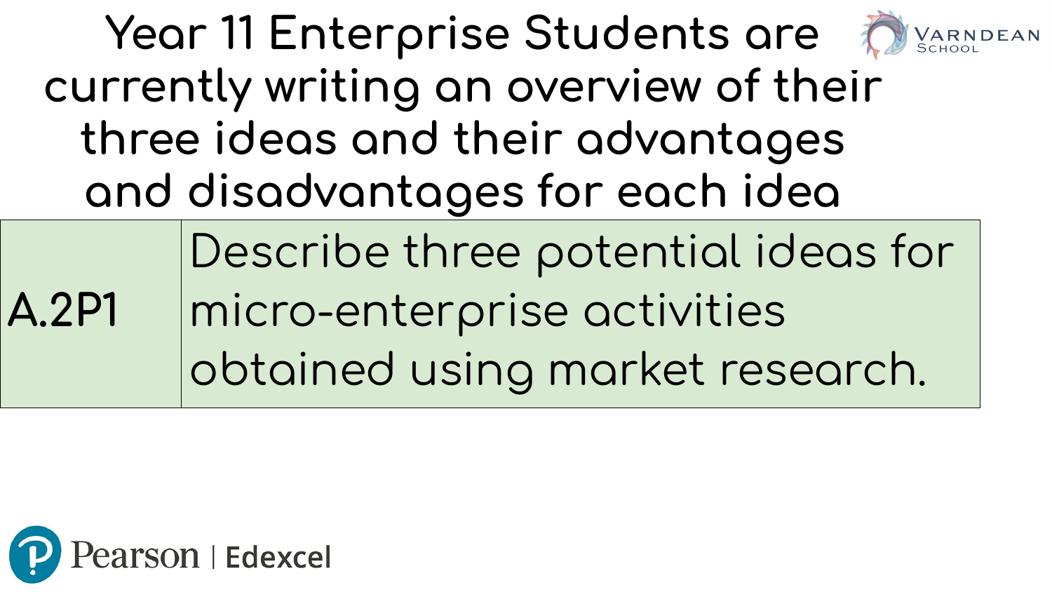# Year 11 Enterprise Students are currently writing an overview of their three ideas and their advantages and disadvantages for each idea

| A.2P1 | Describe three potential ideas for micro-enterprise activities obtained using market research. |
| --- | --- |

Varndean School

Pearson | Edexcel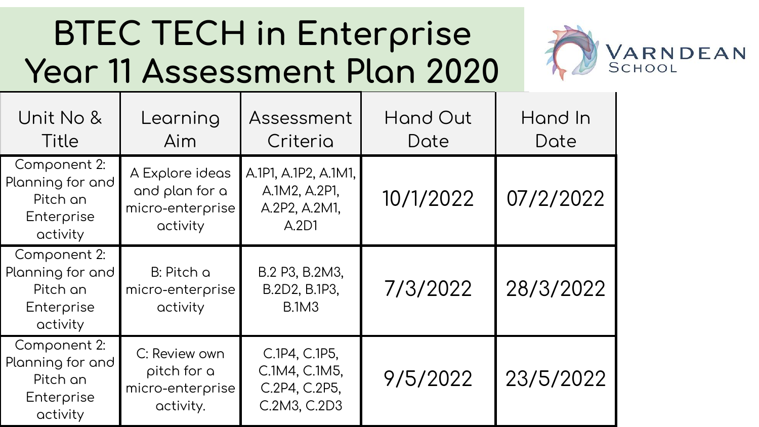# BTEC TECH in Enterprise Year 11 Assessment Plan 2020

VARNDEAN SCHOOL

| Unit No & Title | Learning Aim | Assessment Criteria | Hand Out Date | Hand In Date |
| --- | --- | --- | --- | --- |
| Component 2: Planning for and Pitch an Enterprise activity | A Explore ideas and plan for a micro-enterprise activity | A.1P1, A.1P2, A.1M1, A.1M2, A.2P1, A.2P2, A.2M1, A.2D1 | 10/1/2022 | 07/2/2022 |
| Component 2: Planning for and Pitch an Enterprise activity | B: Pitch a micro-enterprise activity | B.2 P3, B.2M3, B.2D2, B.1P3, B.1M3 | 7/3/2022 | 28/3/2022 |
| Component 2: Planning for and Pitch an Enterprise activity | C: Review own pitch for a micro-enterprise activity. | C.1P4, C.1P5, C.1M4, C.1M5, C.2P4, C.2P5, C.2M3, C.2D3 | 9/5/2022 | 23/5/2022 |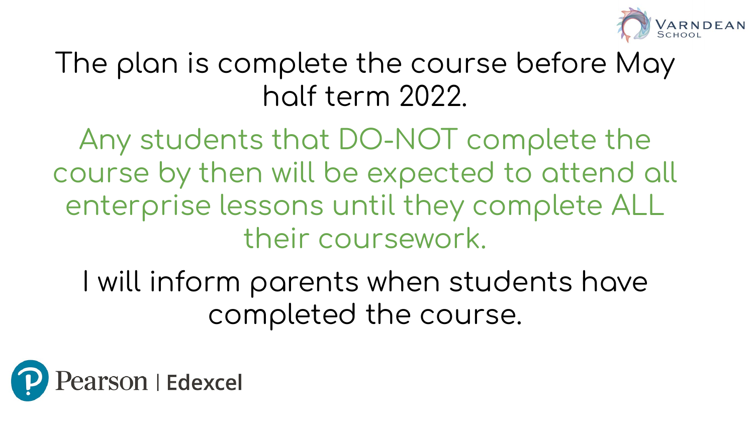The plan is complete the course before May half term 2022.

Any students that DO-NOT complete the course by then will be expected to attend all enterprise lessons until they complete ALL their coursework.

I will inform parents when students have completed the course.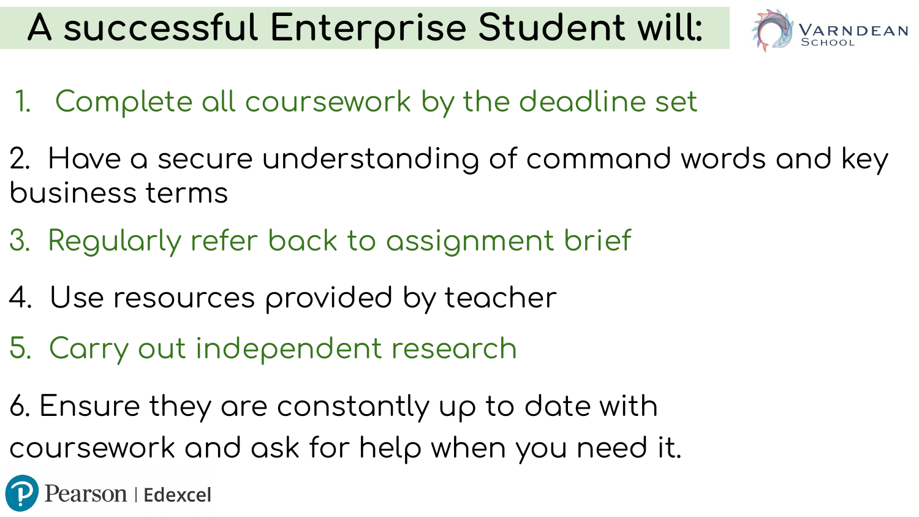# A successful Enterprise Student will:

1. Complete all coursework by the deadline set

2. Have a secure understanding of command words and key business terms

3. Regularly refer back to assignment brief

4. Use resources provided by teacher

5. Carry out independent research

6. Ensure they are constantly up to date with coursework and ask for help when you need it.